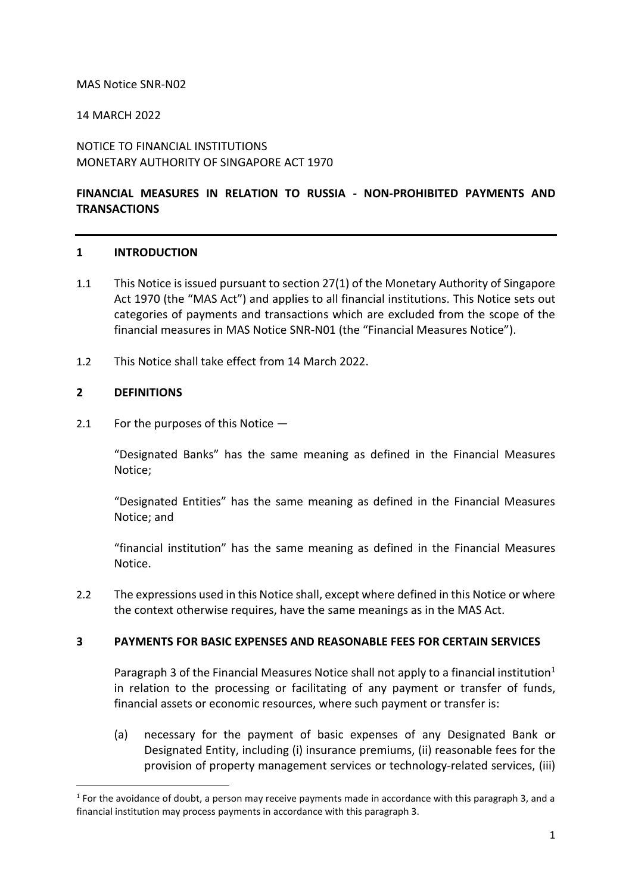MAS Notice SNR-N02

14 MARCH 2022

NOTICE TO FINANCIAL INSTITUTIONS
MONETARY AUTHORITY OF SINGAPORE ACT 1970

**FINANCIAL MEASURES IN RELATION TO RUSSIA - NON-PROHIBITED PAYMENTS AND TRANSACTIONS**

---

## 1 INTRODUCTION

1.1 This Notice is issued pursuant to section 27(1) of the Monetary Authority of Singapore Act 1970 (the "MAS Act") and applies to all financial institutions. This Notice sets out categories of payments and transactions which are excluded from the scope of the financial measures in MAS Notice SNR-N01 (the "Financial Measures Notice").

1.2 This Notice shall take effect from 14 March 2022.

## 2 DEFINITIONS

2.1 For the purposes of this Notice —

"Designated Banks" has the same meaning as defined in the Financial Measures Notice;

"Designated Entities" has the same meaning as defined in the Financial Measures Notice; and

"financial institution" has the same meaning as defined in the Financial Measures Notice.

2.2 The expressions used in this Notice shall, except where defined in this Notice or where the context otherwise requires, have the same meanings as in the MAS Act.

## 3 PAYMENTS FOR BASIC EXPENSES AND REASONABLE FEES FOR CERTAIN SERVICES

Paragraph 3 of the Financial Measures Notice shall not apply to a financial institution[1] in relation to the processing or facilitating of any payment or transfer of funds, financial assets or economic resources, where such payment or transfer is:

(a) necessary for the payment of basic expenses of any Designated Bank or Designated Entity, including (i) insurance premiums, (ii) reasonable fees for the provision of property management services or technology-related services, (iii)

[1] For the avoidance of doubt, a person may receive payments made in accordance with this paragraph 3, and a financial institution may process payments in accordance with this paragraph 3.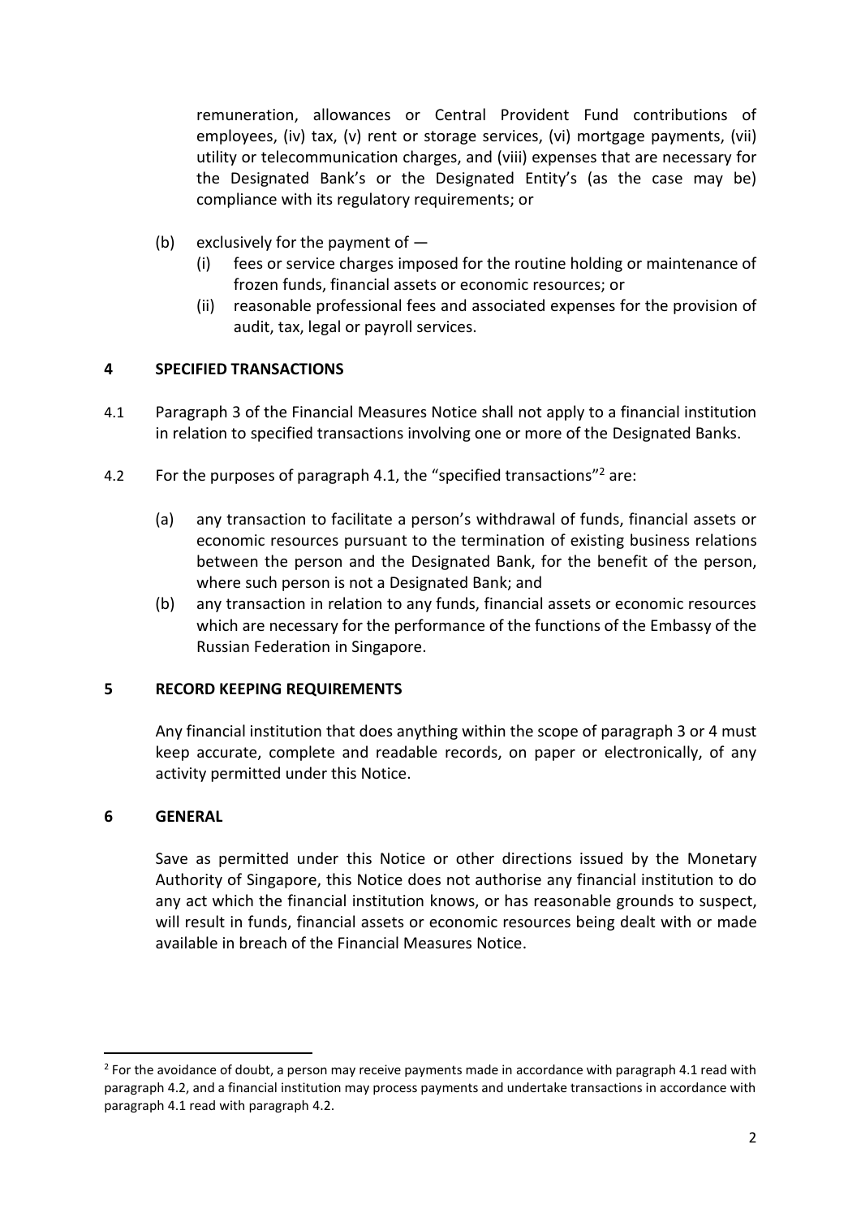remuneration, allowances or Central Provident Fund contributions of employees, (iv) tax, (v) rent or storage services, (vi) mortgage payments, (vii) utility or telecommunication charges, and (viii) expenses that are necessary for the Designated Bank's or the Designated Entity's (as the case may be) compliance with its regulatory requirements; or

(b) exclusively for the payment of —
   (i) fees or service charges imposed for the routine holding or maintenance of frozen funds, financial assets or economic resources; or
   (ii) reasonable professional fees and associated expenses for the provision of audit, tax, legal or payroll services.

## 4 SPECIFIED TRANSACTIONS

4.1 Paragraph 3 of the Financial Measures Notice shall not apply to a financial institution in relation to specified transactions involving one or more of the Designated Banks.

4.2 For the purposes of paragraph 4.1, the "specified transactions"[2] are:

(a) any transaction to facilitate a person's withdrawal of funds, financial assets or economic resources pursuant to the termination of existing business relations between the person and the Designated Bank, for the benefit of the person, where such person is not a Designated Bank; and

(b) any transaction in relation to any funds, financial assets or economic resources which are necessary for the performance of the functions of the Embassy of the Russian Federation in Singapore.

## 5 RECORD KEEPING REQUIREMENTS

Any financial institution that does anything within the scope of paragraph 3 or 4 must keep accurate, complete and readable records, on paper or electronically, of any activity permitted under this Notice.

## 6 GENERAL

Save as permitted under this Notice or other directions issued by the Monetary Authority of Singapore, this Notice does not authorise any financial institution to do any act which the financial institution knows, or has reasonable grounds to suspect, will result in funds, financial assets or economic resources being dealt with or made available in breach of the Financial Measures Notice.

---

[2] For the avoidance of doubt, a person may receive payments made in accordance with paragraph 4.1 read with paragraph 4.2, and a financial institution may process payments and undertake transactions in accordance with paragraph 4.1 read with paragraph 4.2.